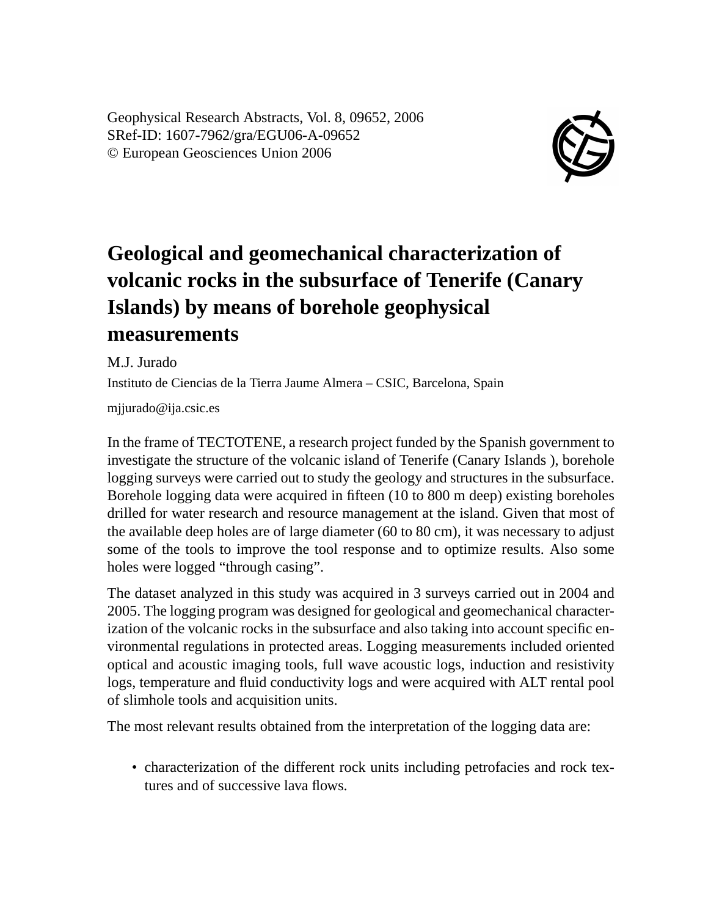Geophysical Research Abstracts, Vol. 8, 09652, 2006
SRef-ID: 1607-7962/gra/EGU06-A-09652
© European Geosciences Union 2006

# Geological and geomechanical characterization of volcanic rocks in the subsurface of Tenerife (Canary Islands) by means of borehole geophysical measurements

M.J. Jurado

Instituto de Ciencias de la Tierra Jaume Almera – CSIC, Barcelona, Spain

mjjurado@ija.csic.es

In the frame of TECTOTENE, a research project funded by the Spanish government to investigate the structure of the volcanic island of Tenerife (Canary Islands ), borehole logging surveys were carried out to study the geology and structures in the subsurface. Borehole logging data were acquired in fifteen (10 to 800 m deep) existing boreholes drilled for water research and resource management at the island. Given that most of the available deep holes are of large diameter (60 to 80 cm), it was necessary to adjust some of the tools to improve the tool response and to optimize results. Also some holes were logged "through casing".

The dataset analyzed in this study was acquired in 3 surveys carried out in 2004 and 2005. The logging program was designed for geological and geomechanical characterization of the volcanic rocks in the subsurface and also taking into account specific environmental regulations in protected areas. Logging measurements included oriented optical and acoustic imaging tools, full wave acoustic logs, induction and resistivity logs, temperature and fluid conductivity logs and were acquired with ALT rental pool of slimhole tools and acquisition units.

The most relevant results obtained from the interpretation of the logging data are:

- characterization of the different rock units including petrofacies and rock textures and of successive lava flows.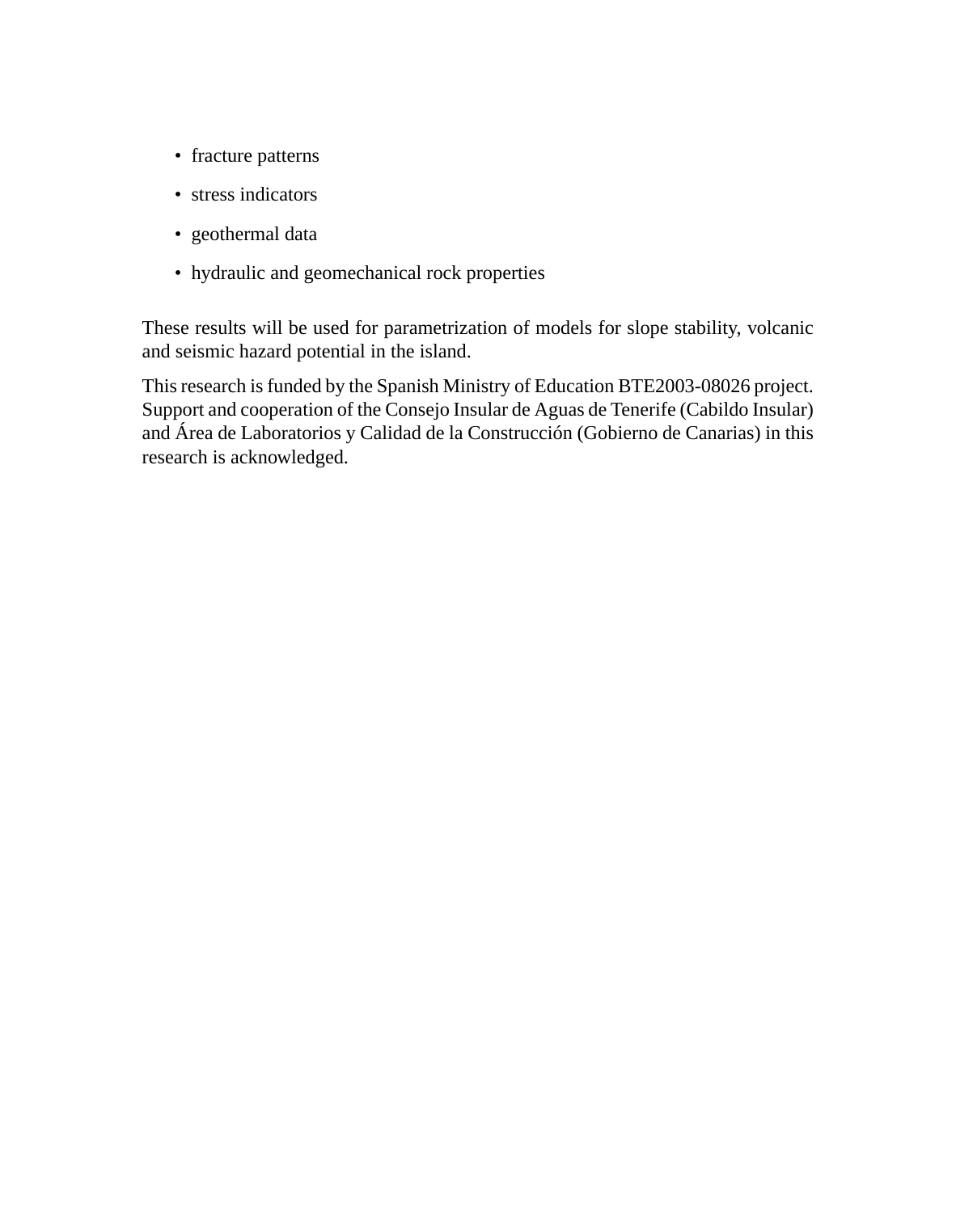- fracture patterns
- stress indicators
- geothermal data
- hydraulic and geomechanical rock properties

These results will be used for parametrization of models for slope stability, volcanic and seismic hazard potential in the island.

This research is funded by the Spanish Ministry of Education BTE2003-08026 project. Support and cooperation of the Consejo Insular de Aguas de Tenerife (Cabildo Insular) and Área de Laboratorios y Calidad de la Construcción (Gobierno de Canarias) in this research is acknowledged.